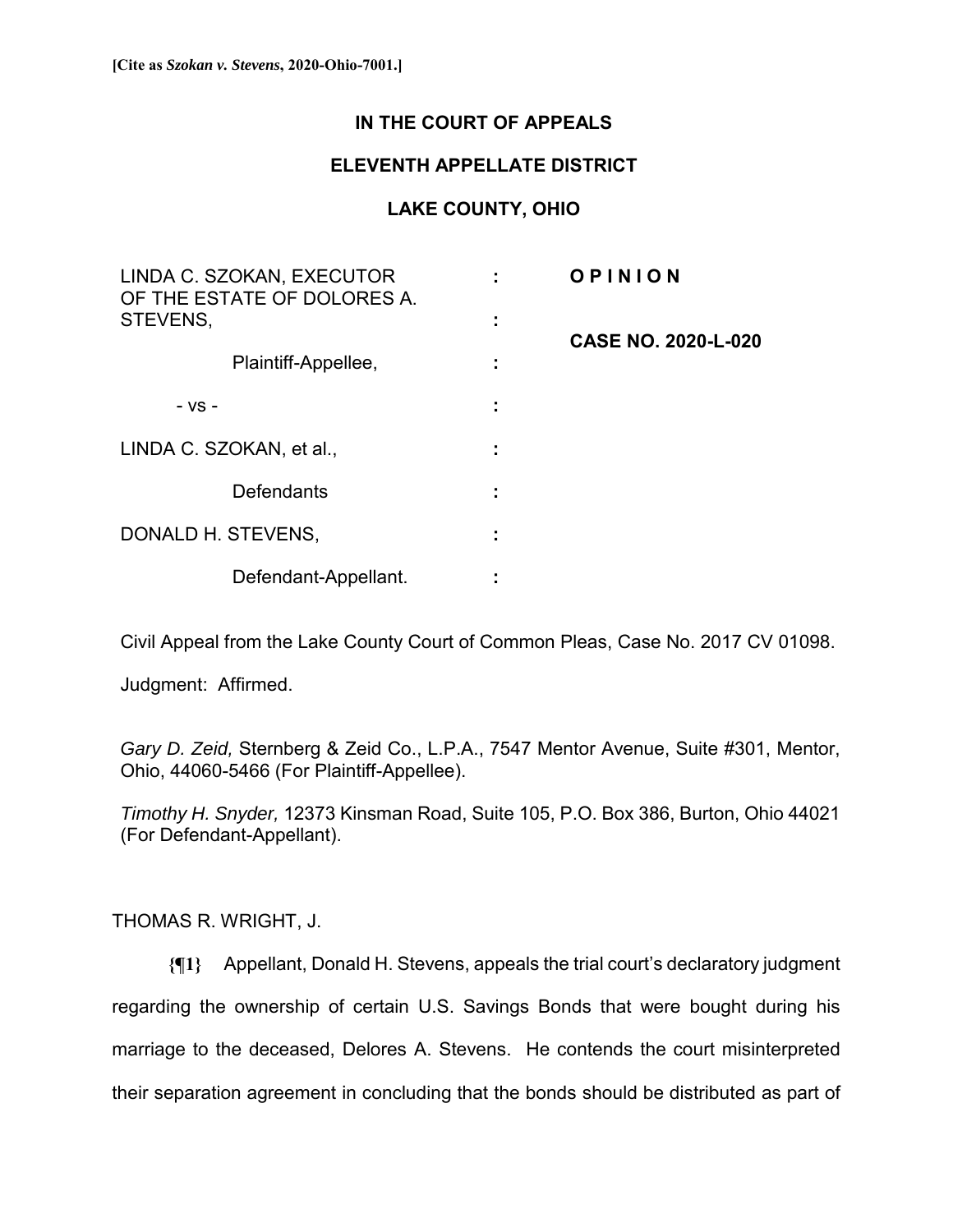**[Cite as *Szokan v. Stevens*, 2020-Ohio-7001.]**

# IN THE COURT OF APPEALS

## ELEVENTH APPELLATE DISTRICT

## LAKE COUNTY, OHIO

| | | |
|---|---|---|
| LINDA C. SZOKAN, EXECUTOR OF THE ESTATE OF DOLORES A. STEVENS, | : | **O P I N I O N** |
| Plaintiff-Appellee, | : | **CASE NO. 2020-L-020** |
| - vs - | : | |
| LINDA C. SZOKAN, et al., | : | |
| Defendants | : | |
| DONALD H. STEVENS, | : | |
| Defendant-Appellant. | : | |

Civil Appeal from the Lake County Court of Common Pleas, Case No. 2017 CV 01098.

Judgment: Affirmed.

*Gary D. Zeid,* Sternberg & Zeid Co., L.P.A., 7547 Mentor Avenue, Suite #301, Mentor, Ohio, 44060-5466 (For Plaintiff-Appellee).

*Timothy H. Snyder,* 12373 Kinsman Road, Suite 105, P.O. Box 386, Burton, Ohio 44021 (For Defendant-Appellant).

THOMAS R. WRIGHT, J.

**{¶1}** Appellant, Donald H. Stevens, appeals the trial court's declaratory judgment regarding the ownership of certain U.S. Savings Bonds that were bought during his marriage to the deceased, Delores A. Stevens. He contends the court misinterpreted their separation agreement in concluding that the bonds should be distributed as part of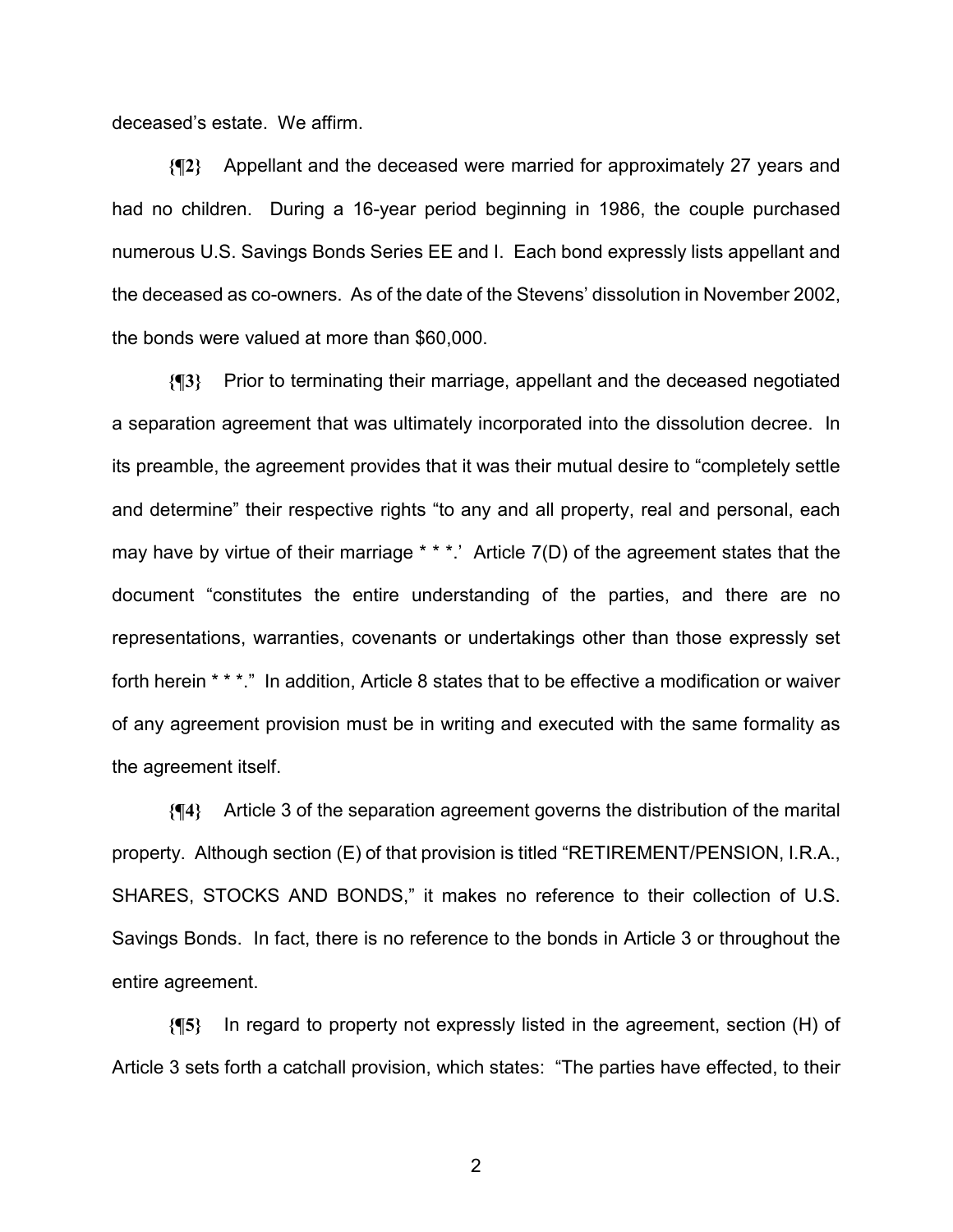deceased's estate. We affirm.

**{¶2}** Appellant and the deceased were married for approximately 27 years and had no children. During a 16-year period beginning in 1986, the couple purchased numerous U.S. Savings Bonds Series EE and I. Each bond expressly lists appellant and the deceased as co-owners. As of the date of the Stevens' dissolution in November 2002, the bonds were valued at more than $60,000.

**{¶3}** Prior to terminating their marriage, appellant and the deceased negotiated a separation agreement that was ultimately incorporated into the dissolution decree. In its preamble, the agreement provides that it was their mutual desire to "completely settle and determine" their respective rights "to any and all property, real and personal, each may have by virtue of their marriage * * *.' Article 7(D) of the agreement states that the document "constitutes the entire understanding of the parties, and there are no representations, warranties, covenants or undertakings other than those expressly set forth herein * * *." In addition, Article 8 states that to be effective a modification or waiver of any agreement provision must be in writing and executed with the same formality as the agreement itself.

**{¶4}** Article 3 of the separation agreement governs the distribution of the marital property. Although section (E) of that provision is titled "RETIREMENT/PENSION, I.R.A., SHARES, STOCKS AND BONDS," it makes no reference to their collection of U.S. Savings Bonds. In fact, there is no reference to the bonds in Article 3 or throughout the entire agreement.

**{¶5}** In regard to property not expressly listed in the agreement, section (H) of Article 3 sets forth a catchall provision, which states: "The parties have effected, to their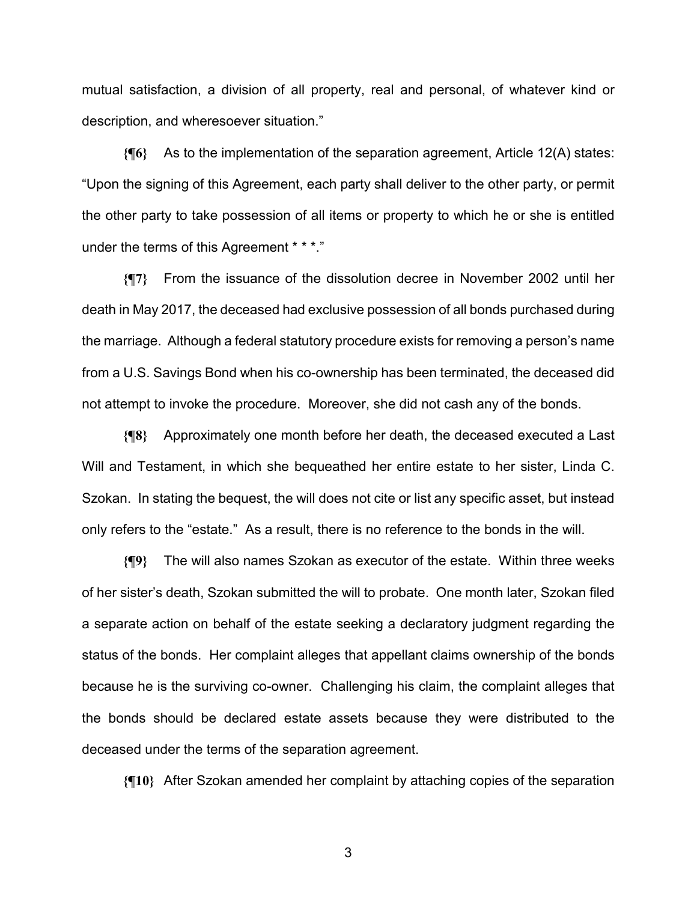mutual satisfaction, a division of all property, real and personal, of whatever kind or description, and wheresoever situation."

**{¶6}** As to the implementation of the separation agreement, Article 12(A) states: "Upon the signing of this Agreement, each party shall deliver to the other party, or permit the other party to take possession of all items or property to which he or she is entitled under the terms of this Agreement * * *."

**{¶7}** From the issuance of the dissolution decree in November 2002 until her death in May 2017, the deceased had exclusive possession of all bonds purchased during the marriage. Although a federal statutory procedure exists for removing a person's name from a U.S. Savings Bond when his co-ownership has been terminated, the deceased did not attempt to invoke the procedure. Moreover, she did not cash any of the bonds.

**{¶8}** Approximately one month before her death, the deceased executed a Last Will and Testament, in which she bequeathed her entire estate to her sister, Linda C. Szokan. In stating the bequest, the will does not cite or list any specific asset, but instead only refers to the "estate." As a result, there is no reference to the bonds in the will.

**{¶9}** The will also names Szokan as executor of the estate. Within three weeks of her sister's death, Szokan submitted the will to probate. One month later, Szokan filed a separate action on behalf of the estate seeking a declaratory judgment regarding the status of the bonds. Her complaint alleges that appellant claims ownership of the bonds because he is the surviving co-owner. Challenging his claim, the complaint alleges that the bonds should be declared estate assets because they were distributed to the deceased under the terms of the separation agreement.

**{¶10}** After Szokan amended her complaint by attaching copies of the separation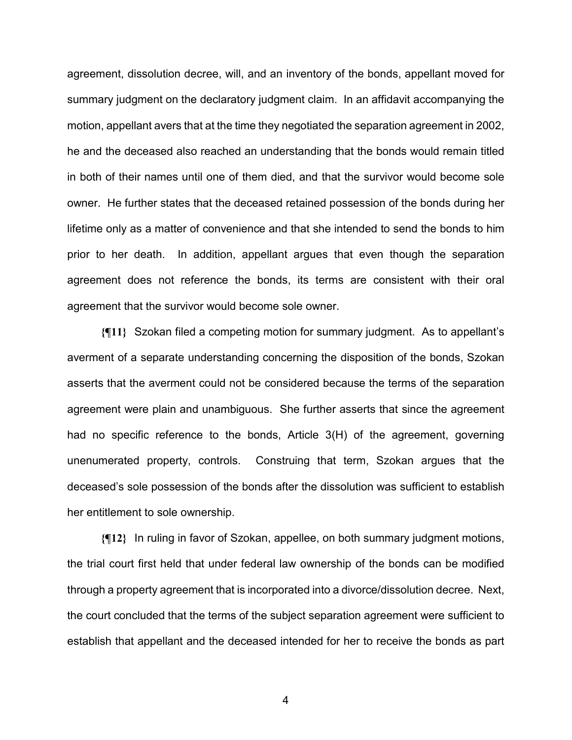agreement, dissolution decree, will, and an inventory of the bonds, appellant moved for summary judgment on the declaratory judgment claim. In an affidavit accompanying the motion, appellant avers that at the time they negotiated the separation agreement in 2002, he and the deceased also reached an understanding that the bonds would remain titled in both of their names until one of them died, and that the survivor would become sole owner. He further states that the deceased retained possession of the bonds during her lifetime only as a matter of convenience and that she intended to send the bonds to him prior to her death. In addition, appellant argues that even though the separation agreement does not reference the bonds, its terms are consistent with their oral agreement that the survivor would become sole owner.

**{¶11}** Szokan filed a competing motion for summary judgment. As to appellant's averment of a separate understanding concerning the disposition of the bonds, Szokan asserts that the averment could not be considered because the terms of the separation agreement were plain and unambiguous. She further asserts that since the agreement had no specific reference to the bonds, Article 3(H) of the agreement, governing unenumerated property, controls. Construing that term, Szokan argues that the deceased's sole possession of the bonds after the dissolution was sufficient to establish her entitlement to sole ownership.

**{¶12}** In ruling in favor of Szokan, appellee, on both summary judgment motions, the trial court first held that under federal law ownership of the bonds can be modified through a property agreement that is incorporated into a divorce/dissolution decree. Next, the court concluded that the terms of the subject separation agreement were sufficient to establish that appellant and the deceased intended for her to receive the bonds as part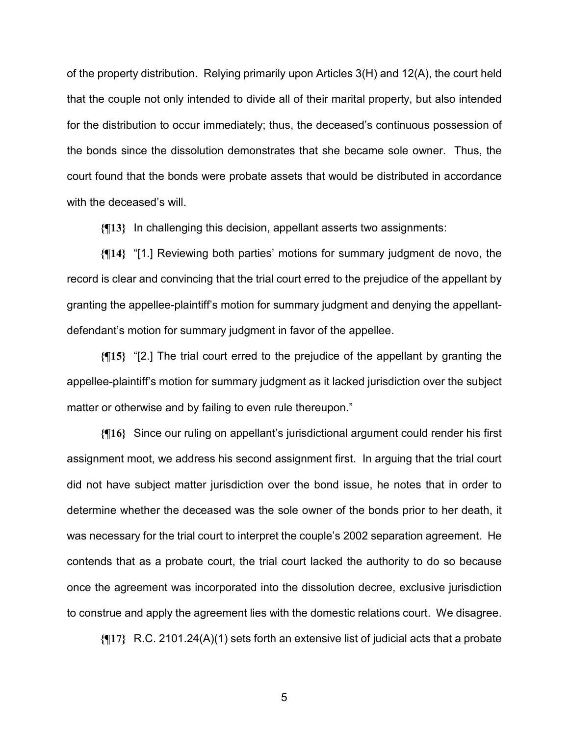of the property distribution. Relying primarily upon Articles 3(H) and 12(A), the court held that the couple not only intended to divide all of their marital property, but also intended for the distribution to occur immediately; thus, the deceased's continuous possession of the bonds since the dissolution demonstrates that she became sole owner. Thus, the court found that the bonds were probate assets that would be distributed in accordance with the deceased's will.

**{¶13}** In challenging this decision, appellant asserts two assignments:

**{¶14}** "[1.] Reviewing both parties' motions for summary judgment de novo, the record is clear and convincing that the trial court erred to the prejudice of the appellant by granting the appellee-plaintiff's motion for summary judgment and denying the appellant-defendant's motion for summary judgment in favor of the appellee.

**{¶15}** "[2.] The trial court erred to the prejudice of the appellant by granting the appellee-plaintiff's motion for summary judgment as it lacked jurisdiction over the subject matter or otherwise and by failing to even rule thereupon."

**{¶16}** Since our ruling on appellant's jurisdictional argument could render his first assignment moot, we address his second assignment first. In arguing that the trial court did not have subject matter jurisdiction over the bond issue, he notes that in order to determine whether the deceased was the sole owner of the bonds prior to her death, it was necessary for the trial court to interpret the couple's 2002 separation agreement. He contends that as a probate court, the trial court lacked the authority to do so because once the agreement was incorporated into the dissolution decree, exclusive jurisdiction to construe and apply the agreement lies with the domestic relations court. We disagree.

**{¶17}** R.C. 2101.24(A)(1) sets forth an extensive list of judicial acts that a probate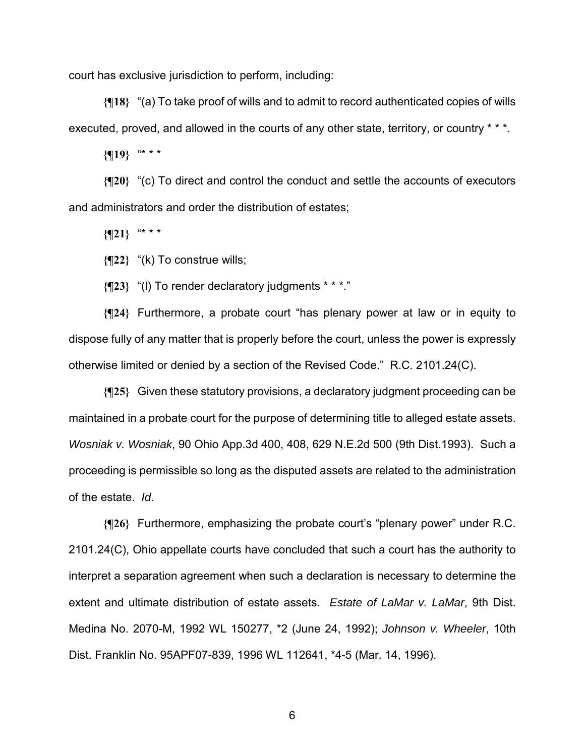court has exclusive jurisdiction to perform, including:

**{¶18}** "(a) To take proof of wills and to admit to record authenticated copies of wills executed, proved, and allowed in the courts of any other state, territory, or country * * *.

**{¶19}** "* * *

**{¶20}** "(c) To direct and control the conduct and settle the accounts of executors and administrators and order the distribution of estates;

**{¶21}** "* * *

**{¶22}** "(k) To construe wills;

**{¶23}** "(l) To render declaratory judgments * * *."

**{¶24}** Furthermore, a probate court "has plenary power at law or in equity to dispose fully of any matter that is properly before the court, unless the power is expressly otherwise limited or denied by a section of the Revised Code." R.C. 2101.24(C).

**{¶25}** Given these statutory provisions, a declaratory judgment proceeding can be maintained in a probate court for the purpose of determining title to alleged estate assets. *Wosniak v. Wosniak*, 90 Ohio App.3d 400, 408, 629 N.E.2d 500 (9th Dist.1993). Such a proceeding is permissible so long as the disputed assets are related to the administration of the estate. *Id*.

**{¶26}** Furthermore, emphasizing the probate court's "plenary power" under R.C. 2101.24(C), Ohio appellate courts have concluded that such a court has the authority to interpret a separation agreement when such a declaration is necessary to determine the extent and ultimate distribution of estate assets. *Estate of LaMar v. LaMar*, 9th Dist. Medina No. 2070-M, 1992 WL 150277, *2 (June 24, 1992); *Johnson v. Wheeler*, 10th Dist. Franklin No. 95APF07-839, 1996 WL 112641, *4-5 (Mar. 14, 1996).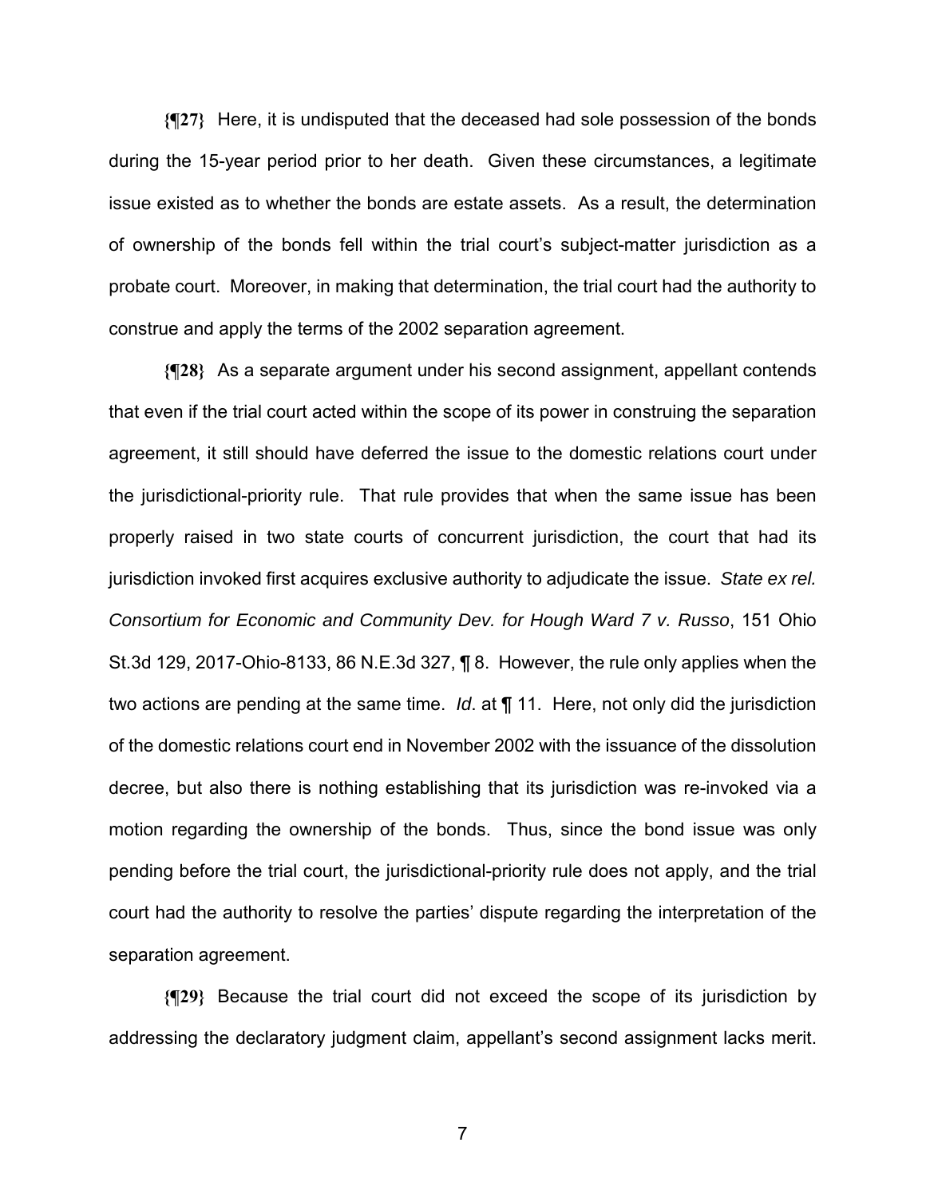**{¶27}** Here, it is undisputed that the deceased had sole possession of the bonds during the 15-year period prior to her death. Given these circumstances, a legitimate issue existed as to whether the bonds are estate assets. As a result, the determination of ownership of the bonds fell within the trial court's subject-matter jurisdiction as a probate court. Moreover, in making that determination, the trial court had the authority to construe and apply the terms of the 2002 separation agreement.

**{¶28}** As a separate argument under his second assignment, appellant contends that even if the trial court acted within the scope of its power in construing the separation agreement, it still should have deferred the issue to the domestic relations court under the jurisdictional-priority rule. That rule provides that when the same issue has been properly raised in two state courts of concurrent jurisdiction, the court that had its jurisdiction invoked first acquires exclusive authority to adjudicate the issue. *State ex rel. Consortium for Economic and Community Dev. for Hough Ward 7 v. Russo*, 151 Ohio St.3d 129, 2017-Ohio-8133, 86 N.E.3d 327, ¶ 8. However, the rule only applies when the two actions are pending at the same time. *Id*. at ¶ 11. Here, not only did the jurisdiction of the domestic relations court end in November 2002 with the issuance of the dissolution decree, but also there is nothing establishing that its jurisdiction was re-invoked via a motion regarding the ownership of the bonds. Thus, since the bond issue was only pending before the trial court, the jurisdictional-priority rule does not apply, and the trial court had the authority to resolve the parties' dispute regarding the interpretation of the separation agreement.

**{¶29}** Because the trial court did not exceed the scope of its jurisdiction by addressing the declaratory judgment claim, appellant's second assignment lacks merit.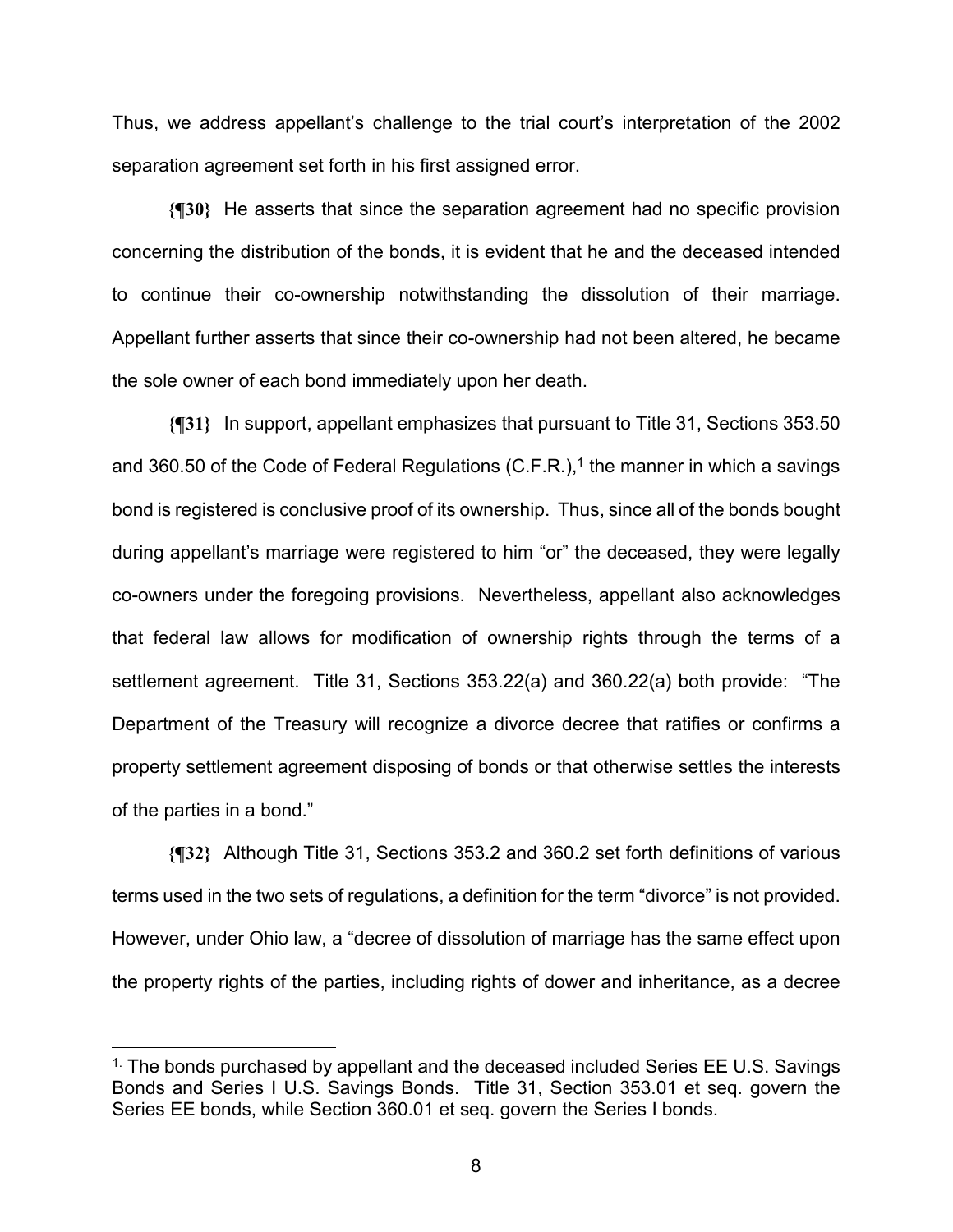Thus, we address appellant's challenge to the trial court's interpretation of the 2002 separation agreement set forth in his first assigned error.

**{¶30}** He asserts that since the separation agreement had no specific provision concerning the distribution of the bonds, it is evident that he and the deceased intended to continue their co-ownership notwithstanding the dissolution of their marriage. Appellant further asserts that since their co-ownership had not been altered, he became the sole owner of each bond immediately upon her death.

**{¶31}** In support, appellant emphasizes that pursuant to Title 31, Sections 353.50 and 360.50 of the Code of Federal Regulations (C.F.R.),[1] the manner in which a savings bond is registered is conclusive proof of its ownership. Thus, since all of the bonds bought during appellant's marriage were registered to him "or" the deceased, they were legally co-owners under the foregoing provisions. Nevertheless, appellant also acknowledges that federal law allows for modification of ownership rights through the terms of a settlement agreement. Title 31, Sections 353.22(a) and 360.22(a) both provide: "The Department of the Treasury will recognize a divorce decree that ratifies or confirms a property settlement agreement disposing of bonds or that otherwise settles the interests of the parties in a bond."

**{¶32}** Although Title 31, Sections 353.2 and 360.2 set forth definitions of various terms used in the two sets of regulations, a definition for the term "divorce" is not provided. However, under Ohio law, a "decree of dissolution of marriage has the same effect upon the property rights of the parties, including rights of dower and inheritance, as a decree

---

[1] The bonds purchased by appellant and the deceased included Series EE U.S. Savings Bonds and Series I U.S. Savings Bonds. Title 31, Section 353.01 et seq. govern the Series EE bonds, while Section 360.01 et seq. govern the Series I bonds.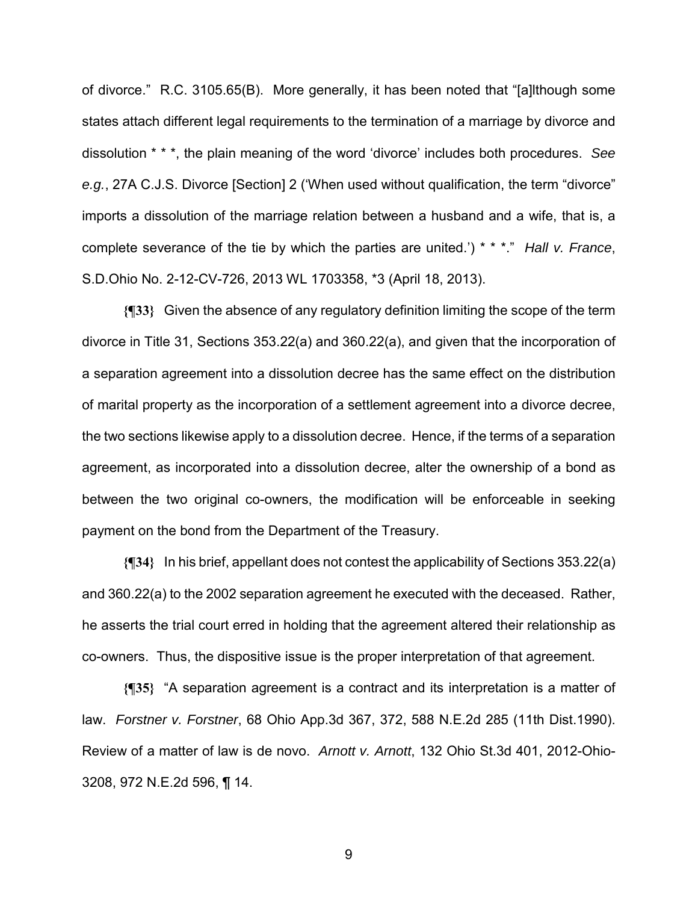of divorce." R.C. 3105.65(B). More generally, it has been noted that "[a]lthough some states attach different legal requirements to the termination of a marriage by divorce and dissolution * * *, the plain meaning of the word 'divorce' includes both procedures. *See e.g.*, 27A C.J.S. Divorce [Section] 2 ('When used without qualification, the term "divorce" imports a dissolution of the marriage relation between a husband and a wife, that is, a complete severance of the tie by which the parties are united.') * * *." *Hall v. France*, S.D.Ohio No. 2-12-CV-726, 2013 WL 1703358, *3 (April 18, 2013).

**{¶33}** Given the absence of any regulatory definition limiting the scope of the term divorce in Title 31, Sections 353.22(a) and 360.22(a), and given that the incorporation of a separation agreement into a dissolution decree has the same effect on the distribution of marital property as the incorporation of a settlement agreement into a divorce decree, the two sections likewise apply to a dissolution decree. Hence, if the terms of a separation agreement, as incorporated into a dissolution decree, alter the ownership of a bond as between the two original co-owners, the modification will be enforceable in seeking payment on the bond from the Department of the Treasury.

**{¶34}** In his brief, appellant does not contest the applicability of Sections 353.22(a) and 360.22(a) to the 2002 separation agreement he executed with the deceased. Rather, he asserts the trial court erred in holding that the agreement altered their relationship as co-owners. Thus, the dispositive issue is the proper interpretation of that agreement.

**{¶35}** "A separation agreement is a contract and its interpretation is a matter of law. *Forstner v. Forstner*, 68 Ohio App.3d 367, 372, 588 N.E.2d 285 (11th Dist.1990). Review of a matter of law is de novo. *Arnott v. Arnott*, 132 Ohio St.3d 401, 2012-Ohio-3208, 972 N.E.2d 596, ¶ 14.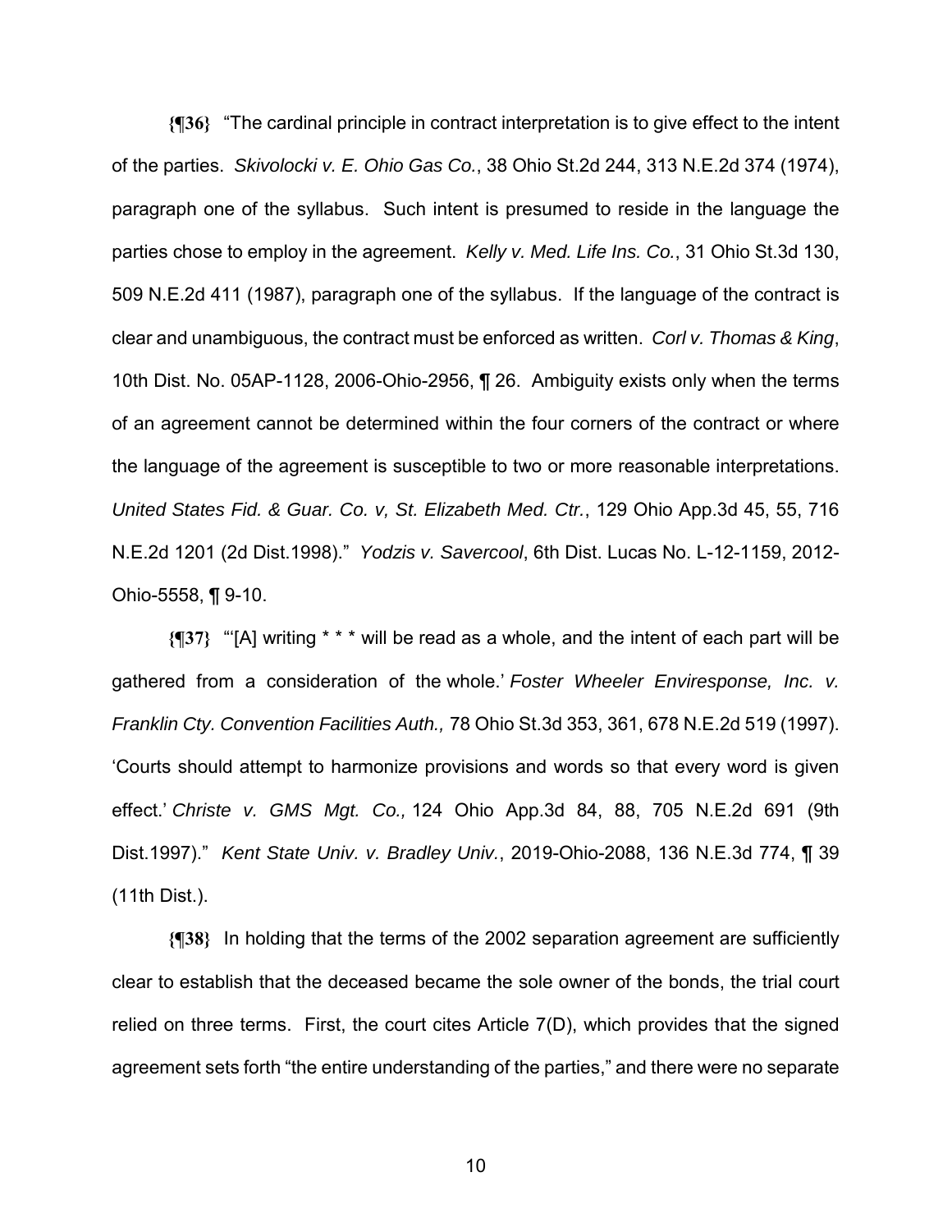**{¶36}** "The cardinal principle in contract interpretation is to give effect to the intent of the parties. *Skivolocki v. E. Ohio Gas Co.*, 38 Ohio St.2d 244, 313 N.E.2d 374 (1974), paragraph one of the syllabus. Such intent is presumed to reside in the language the parties chose to employ in the agreement. *Kelly v. Med. Life Ins. Co.*, 31 Ohio St.3d 130, 509 N.E.2d 411 (1987), paragraph one of the syllabus. If the language of the contract is clear and unambiguous, the contract must be enforced as written. *Corl v. Thomas & King*, 10th Dist. No. 05AP-1128, 2006-Ohio-2956, ¶ 26. Ambiguity exists only when the terms of an agreement cannot be determined within the four corners of the contract or where the language of the agreement is susceptible to two or more reasonable interpretations. *United States Fid. & Guar. Co. v, St. Elizabeth Med. Ctr.*, 129 Ohio App.3d 45, 55, 716 N.E.2d 1201 (2d Dist.1998)." *Yodzis v. Savercool*, 6th Dist. Lucas No. L-12-1159, 2012-Ohio-5558, ¶ 9-10.

**{¶37}** "'[A] writing * * * will be read as a whole, and the intent of each part will be gathered from a consideration of the whole.' *Foster Wheeler Enviresponse, Inc. v. Franklin Cty. Convention Facilities Auth.,* 78 Ohio St.3d 353, 361, 678 N.E.2d 519 (1997). 'Courts should attempt to harmonize provisions and words so that every word is given effect.' *Christe v. GMS Mgt. Co.,* 124 Ohio App.3d 84, 88, 705 N.E.2d 691 (9th Dist.1997)." *Kent State Univ. v. Bradley Univ.*, 2019-Ohio-2088, 136 N.E.3d 774, ¶ 39 (11th Dist.).

**{¶38}** In holding that the terms of the 2002 separation agreement are sufficiently clear to establish that the deceased became the sole owner of the bonds, the trial court relied on three terms. First, the court cites Article 7(D), which provides that the signed agreement sets forth "the entire understanding of the parties," and there were no separate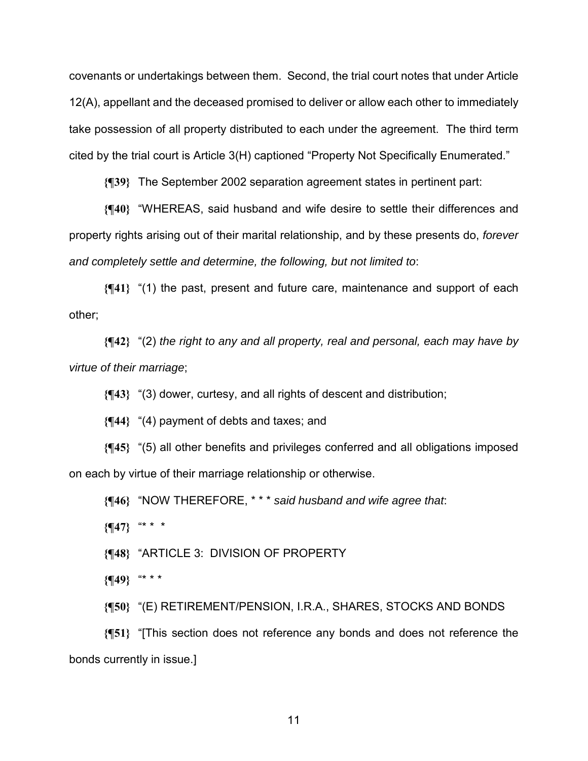covenants or undertakings between them. Second, the trial court notes that under Article 12(A), appellant and the deceased promised to deliver or allow each other to immediately take possession of all property distributed to each under the agreement. The third term cited by the trial court is Article 3(H) captioned "Property Not Specifically Enumerated."

**{¶39}** The September 2002 separation agreement states in pertinent part:

**{¶40}** "WHEREAS, said husband and wife desire to settle their differences and property rights arising out of their marital relationship, and by these presents do, *forever and completely settle and determine, the following, but not limited to*:

**{¶41}** "(1) the past, present and future care, maintenance and support of each other;

**{¶42}** "(2) *the right to any and all property, real and personal, each may have by virtue of their marriage*;

**{¶43}** "(3) dower, curtesy, and all rights of descent and distribution;

**{¶44}** "(4) payment of debts and taxes; and

**{¶45}** "(5) all other benefits and privileges conferred and all obligations imposed on each by virtue of their marriage relationship or otherwise.

**{¶46}** "NOW THEREFORE, * * * *said husband and wife agree that*:

**{¶47}** "* * *

**{¶48}** "ARTICLE 3: DIVISION OF PROPERTY

**{¶49}** "* * *

**{¶50}** "(E) RETIREMENT/PENSION, I.R.A., SHARES, STOCKS AND BONDS

**{¶51}** "[This section does not reference any bonds and does not reference the bonds currently in issue.]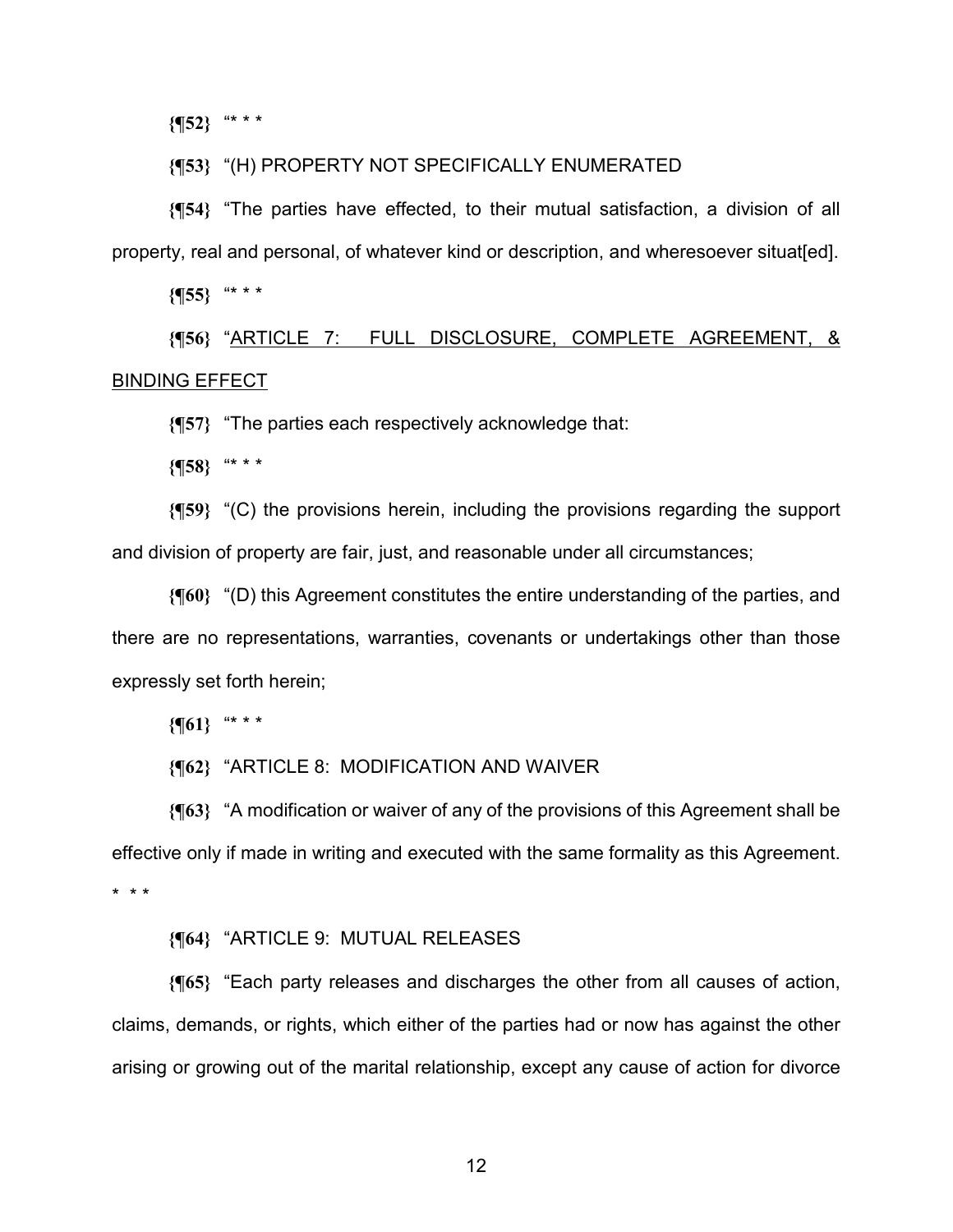**{¶52}** "* * *

**{¶53}** "(H) PROPERTY NOT SPECIFICALLY ENUMERATED

**{¶54}** "The parties have effected, to their mutual satisfaction, a division of all property, real and personal, of whatever kind or description, and wheresoever situat[ed].

**{¶55}** "* * *

**{¶56}** "<u>ARTICLE 7: FULL DISCLOSURE, COMPLETE AGREEMENT, & BINDING EFFECT</u>

**{¶57}** "The parties each respectively acknowledge that:

**{¶58}** "* * *

**{¶59}** "(C) the provisions herein, including the provisions regarding the support and division of property are fair, just, and reasonable under all circumstances;

**{¶60}** "(D) this Agreement constitutes the entire understanding of the parties, and there are no representations, warranties, covenants or undertakings other than those expressly set forth herein;

**{¶61}** "* * *

**{¶62}** "ARTICLE 8: MODIFICATION AND WAIVER

**{¶63}** "A modification or waiver of any of the provisions of this Agreement shall be effective only if made in writing and executed with the same formality as this Agreement. * * *

**{¶64}** "ARTICLE 9: MUTUAL RELEASES

**{¶65}** "Each party releases and discharges the other from all causes of action, claims, demands, or rights, which either of the parties had or now has against the other arising or growing out of the marital relationship, except any cause of action for divorce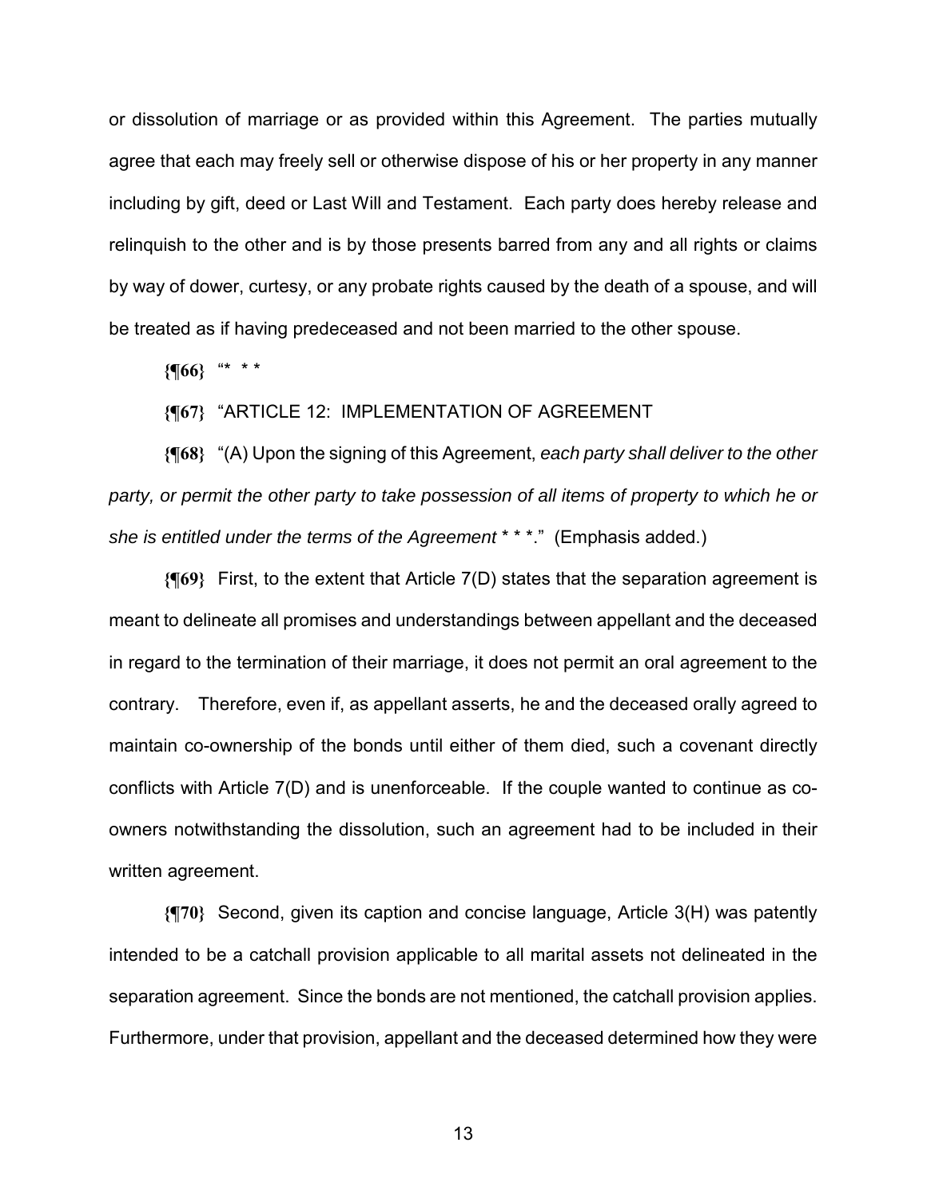or dissolution of marriage or as provided within this Agreement. The parties mutually agree that each may freely sell or otherwise dispose of his or her property in any manner including by gift, deed or Last Will and Testament. Each party does hereby release and relinquish to the other and is by those presents barred from any and all rights or claims by way of dower, curtesy, or any probate rights caused by the death of a spouse, and will be treated as if having predeceased and not been married to the other spouse.

**{¶66}** "* * *

**{¶67}** "ARTICLE 12: IMPLEMENTATION OF AGREEMENT

**{¶68}** "(A) Upon the signing of this Agreement, *each party shall deliver to the other party, or permit the other party to take possession of all items of property to which he or she is entitled under the terms of the Agreement* * * *." (Emphasis added.)

**{¶69}** First, to the extent that Article 7(D) states that the separation agreement is meant to delineate all promises and understandings between appellant and the deceased in regard to the termination of their marriage, it does not permit an oral agreement to the contrary. Therefore, even if, as appellant asserts, he and the deceased orally agreed to maintain co-ownership of the bonds until either of them died, such a covenant directly conflicts with Article 7(D) and is unenforceable. If the couple wanted to continue as co-owners notwithstanding the dissolution, such an agreement had to be included in their written agreement.

**{¶70}** Second, given its caption and concise language, Article 3(H) was patently intended to be a catchall provision applicable to all marital assets not delineated in the separation agreement. Since the bonds are not mentioned, the catchall provision applies. Furthermore, under that provision, appellant and the deceased determined how they were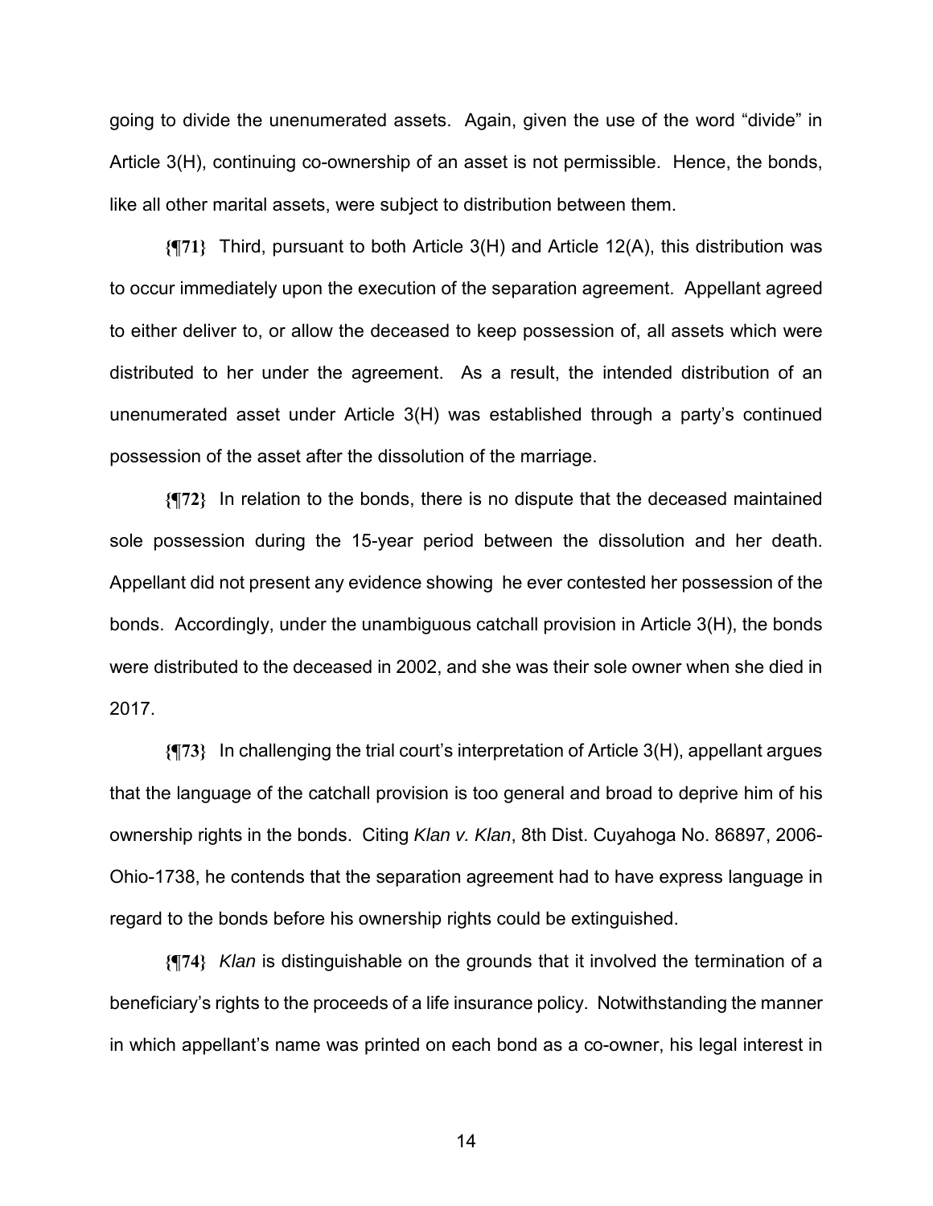going to divide the unenumerated assets. Again, given the use of the word "divide" in Article 3(H), continuing co-ownership of an asset is not permissible. Hence, the bonds, like all other marital assets, were subject to distribution between them.

**{¶71}** Third, pursuant to both Article 3(H) and Article 12(A), this distribution was to occur immediately upon the execution of the separation agreement. Appellant agreed to either deliver to, or allow the deceased to keep possession of, all assets which were distributed to her under the agreement. As a result, the intended distribution of an unenumerated asset under Article 3(H) was established through a party's continued possession of the asset after the dissolution of the marriage.

**{¶72}** In relation to the bonds, there is no dispute that the deceased maintained sole possession during the 15-year period between the dissolution and her death. Appellant did not present any evidence showing he ever contested her possession of the bonds. Accordingly, under the unambiguous catchall provision in Article 3(H), the bonds were distributed to the deceased in 2002, and she was their sole owner when she died in 2017.

**{¶73}** In challenging the trial court's interpretation of Article 3(H), appellant argues that the language of the catchall provision is too general and broad to deprive him of his ownership rights in the bonds. Citing *Klan v. Klan*, 8th Dist. Cuyahoga No. 86897, 2006-Ohio-1738, he contends that the separation agreement had to have express language in regard to the bonds before his ownership rights could be extinguished.

**{¶74}** *Klan* is distinguishable on the grounds that it involved the termination of a beneficiary's rights to the proceeds of a life insurance policy. Notwithstanding the manner in which appellant's name was printed on each bond as a co-owner, his legal interest in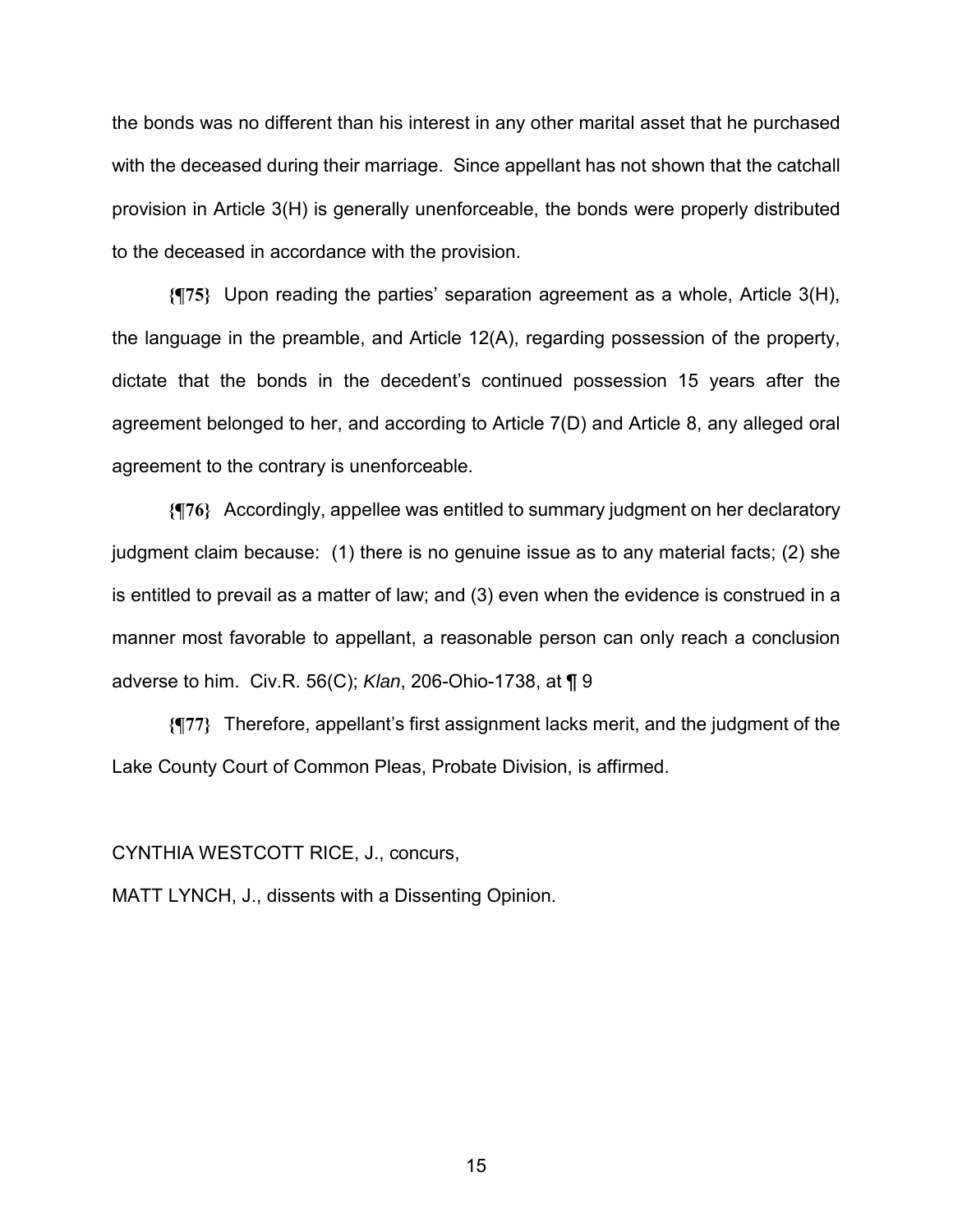the bonds was no different than his interest in any other marital asset that he purchased with the deceased during their marriage. Since appellant has not shown that the catchall provision in Article 3(H) is generally unenforceable, the bonds were properly distributed to the deceased in accordance with the provision.

**{¶75}** Upon reading the parties' separation agreement as a whole, Article 3(H), the language in the preamble, and Article 12(A), regarding possession of the property, dictate that the bonds in the decedent's continued possession 15 years after the agreement belonged to her, and according to Article 7(D) and Article 8, any alleged oral agreement to the contrary is unenforceable.

**{¶76}** Accordingly, appellee was entitled to summary judgment on her declaratory judgment claim because: (1) there is no genuine issue as to any material facts; (2) she is entitled to prevail as a matter of law; and (3) even when the evidence is construed in a manner most favorable to appellant, a reasonable person can only reach a conclusion adverse to him. Civ.R. 56(C); *Klan*, 206-Ohio-1738, at ¶ 9

**{¶77}** Therefore, appellant's first assignment lacks merit, and the judgment of the Lake County Court of Common Pleas, Probate Division, is affirmed.

CYNTHIA WESTCOTT RICE, J., concurs,

MATT LYNCH, J., dissents with a Dissenting Opinion.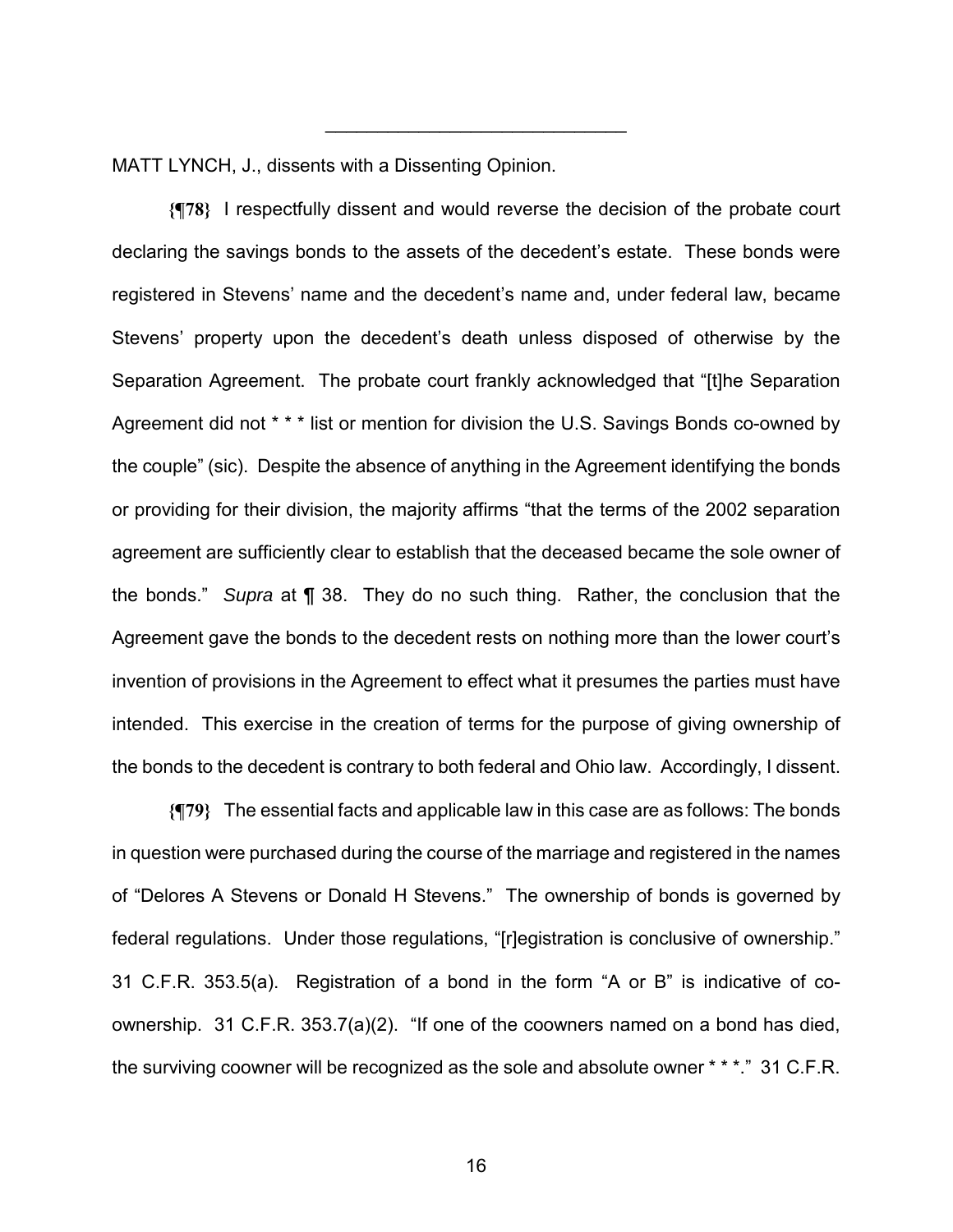---

MATT LYNCH, J., dissents with a Dissenting Opinion.

**{¶78}** I respectfully dissent and would reverse the decision of the probate court declaring the savings bonds to the assets of the decedent's estate. These bonds were registered in Stevens' name and the decedent's name and, under federal law, became Stevens' property upon the decedent's death unless disposed of otherwise by the Separation Agreement. The probate court frankly acknowledged that "[t]he Separation Agreement did not * * * list or mention for division the U.S. Savings Bonds co-owned by the couple" (sic). Despite the absence of anything in the Agreement identifying the bonds or providing for their division, the majority affirms "that the terms of the 2002 separation agreement are sufficiently clear to establish that the deceased became the sole owner of the bonds." *Supra* at ¶ 38. They do no such thing. Rather, the conclusion that the Agreement gave the bonds to the decedent rests on nothing more than the lower court's invention of provisions in the Agreement to effect what it presumes the parties must have intended. This exercise in the creation of terms for the purpose of giving ownership of the bonds to the decedent is contrary to both federal and Ohio law. Accordingly, I dissent.

**{¶79}** The essential facts and applicable law in this case are as follows: The bonds in question were purchased during the course of the marriage and registered in the names of "Delores A Stevens or Donald H Stevens." The ownership of bonds is governed by federal regulations. Under those regulations, "[r]egistration is conclusive of ownership." 31 C.F.R. 353.5(a). Registration of a bond in the form "A or B" is indicative of co-ownership. 31 C.F.R. 353.7(a)(2). "If one of the coowners named on a bond has died, the surviving coowner will be recognized as the sole and absolute owner * * *." 31 C.F.R.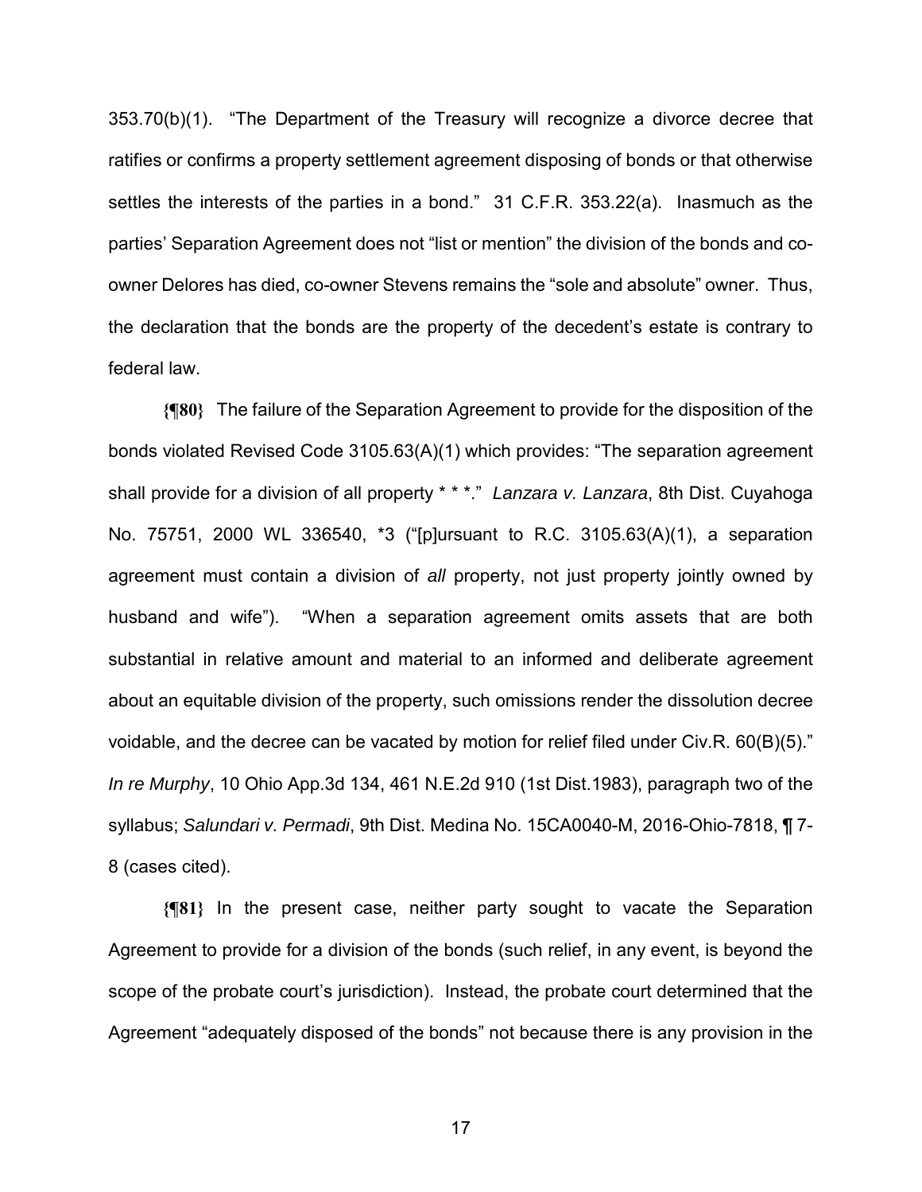353.70(b)(1). "The Department of the Treasury will recognize a divorce decree that ratifies or confirms a property settlement agreement disposing of bonds or that otherwise settles the interests of the parties in a bond." 31 C.F.R. 353.22(a). Inasmuch as the parties' Separation Agreement does not "list or mention" the division of the bonds and co-owner Delores has died, co-owner Stevens remains the "sole and absolute" owner. Thus, the declaration that the bonds are the property of the decedent's estate is contrary to federal law.

**{¶80}** The failure of the Separation Agreement to provide for the disposition of the bonds violated Revised Code 3105.63(A)(1) which provides: "The separation agreement shall provide for a division of all property * * *." *Lanzara v. Lanzara*, 8th Dist. Cuyahoga No. 75751, 2000 WL 336540, *3 ("[p]ursuant to R.C. 3105.63(A)(1), a separation agreement must contain a division of *all* property, not just property jointly owned by husband and wife"). "When a separation agreement omits assets that are both substantial in relative amount and material to an informed and deliberate agreement about an equitable division of the property, such omissions render the dissolution decree voidable, and the decree can be vacated by motion for relief filed under Civ.R. 60(B)(5)." *In re Murphy*, 10 Ohio App.3d 134, 461 N.E.2d 910 (1st Dist.1983), paragraph two of the syllabus; *Salundari v. Permadi*, 9th Dist. Medina No. 15CA0040-M, 2016-Ohio-7818, ¶ 7-8 (cases cited).

**{¶81}** In the present case, neither party sought to vacate the Separation Agreement to provide for a division of the bonds (such relief, in any event, is beyond the scope of the probate court's jurisdiction). Instead, the probate court determined that the Agreement "adequately disposed of the bonds" not because there is any provision in the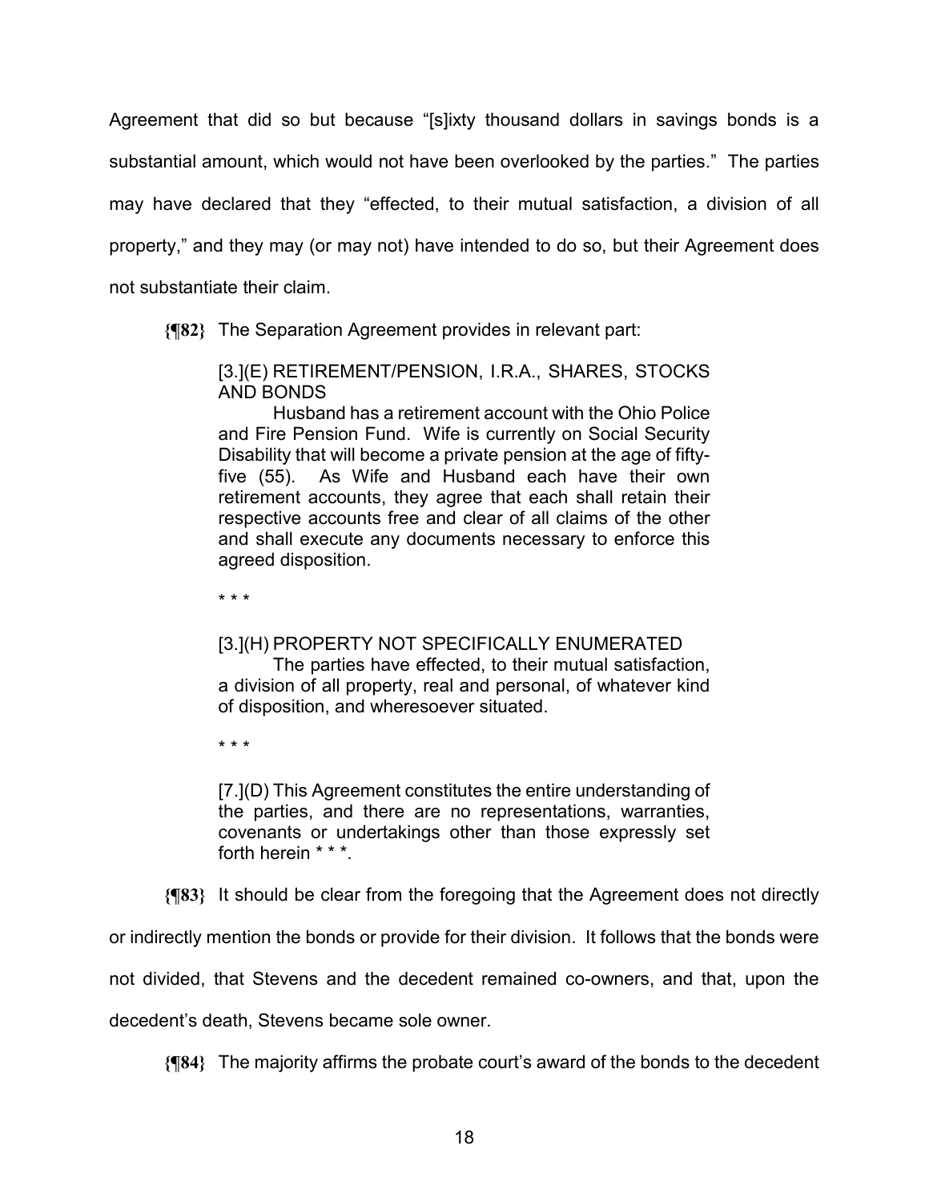Agreement that did so but because "[s]ixty thousand dollars in savings bonds is a substantial amount, which would not have been overlooked by the parties." The parties may have declared that they "effected, to their mutual satisfaction, a division of all property," and they may (or may not) have intended to do so, but their Agreement does not substantiate their claim.

**{¶82}** The Separation Agreement provides in relevant part:

> [3.](E) RETIREMENT/PENSION, I.R.A., SHARES, STOCKS AND BONDS
>
> Husband has a retirement account with the Ohio Police and Fire Pension Fund. Wife is currently on Social Security Disability that will become a private pension at the age of fifty-five (55). As Wife and Husband each have their own retirement accounts, they agree that each shall retain their respective accounts free and clear of all claims of the other and shall execute any documents necessary to enforce this agreed disposition.
>
> \* \* \*
>
> [3.](H) PROPERTY NOT SPECIFICALLY ENUMERATED
>
> The parties have effected, to their mutual satisfaction, a division of all property, real and personal, of whatever kind of disposition, and wheresoever situated.
>
> \* \* \*
>
> [7.](D) This Agreement constitutes the entire understanding of the parties, and there are no representations, warranties, covenants or undertakings other than those expressly set forth herein * * *.

**{¶83}** It should be clear from the foregoing that the Agreement does not directly or indirectly mention the bonds or provide for their division. It follows that the bonds were not divided, that Stevens and the decedent remained co-owners, and that, upon the decedent's death, Stevens became sole owner.

**{¶84}** The majority affirms the probate court's award of the bonds to the decedent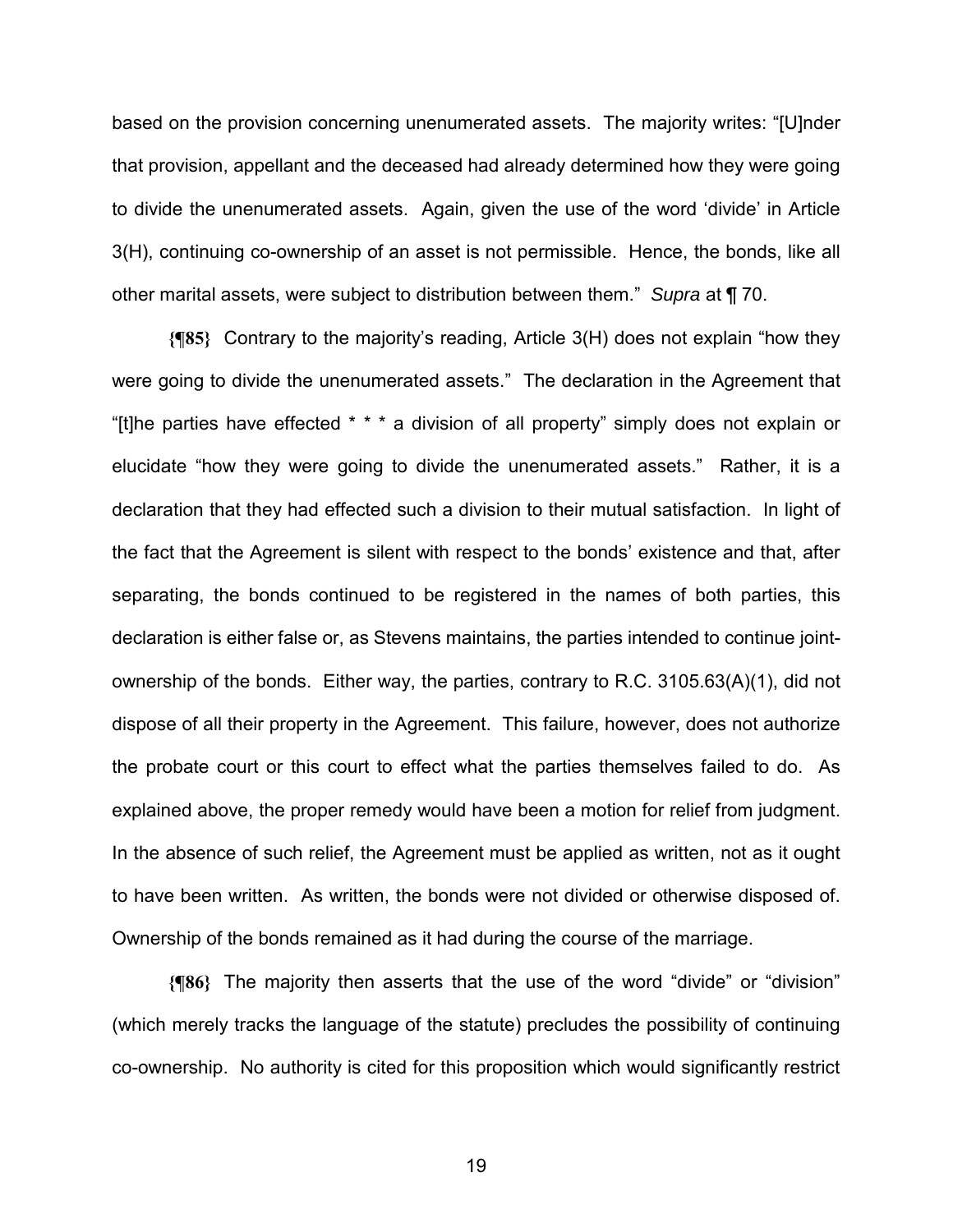based on the provision concerning unenumerated assets. The majority writes: "[U]nder that provision, appellant and the deceased had already determined how they were going to divide the unenumerated assets. Again, given the use of the word 'divide' in Article 3(H), continuing co-ownership of an asset is not permissible. Hence, the bonds, like all other marital assets, were subject to distribution between them." *Supra* at ¶ 70.

**{¶85}** Contrary to the majority's reading, Article 3(H) does not explain "how they were going to divide the unenumerated assets." The declaration in the Agreement that "[t]he parties have effected * * * a division of all property" simply does not explain or elucidate "how they were going to divide the unenumerated assets." Rather, it is a declaration that they had effected such a division to their mutual satisfaction. In light of the fact that the Agreement is silent with respect to the bonds' existence and that, after separating, the bonds continued to be registered in the names of both parties, this declaration is either false or, as Stevens maintains, the parties intended to continue joint-ownership of the bonds. Either way, the parties, contrary to R.C. 3105.63(A)(1), did not dispose of all their property in the Agreement. This failure, however, does not authorize the probate court or this court to effect what the parties themselves failed to do. As explained above, the proper remedy would have been a motion for relief from judgment. In the absence of such relief, the Agreement must be applied as written, not as it ought to have been written. As written, the bonds were not divided or otherwise disposed of. Ownership of the bonds remained as it had during the course of the marriage.

**{¶86}** The majority then asserts that the use of the word "divide" or "division" (which merely tracks the language of the statute) precludes the possibility of continuing co-ownership. No authority is cited for this proposition which would significantly restrict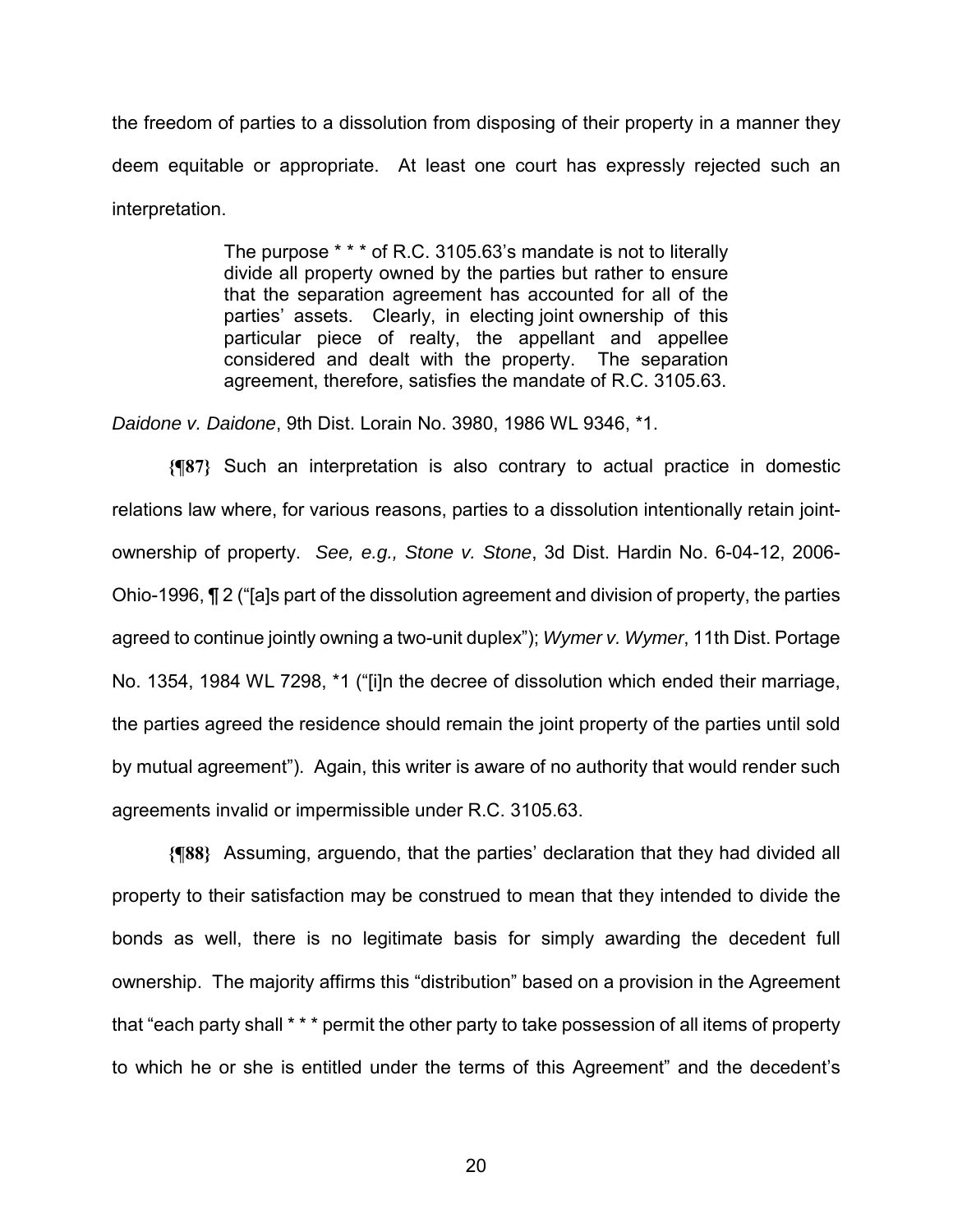the freedom of parties to a dissolution from disposing of their property in a manner they deem equitable or appropriate. At least one court has expressly rejected such an interpretation.

> The purpose * * * of R.C. 3105.63's mandate is not to literally divide all property owned by the parties but rather to ensure that the separation agreement has accounted for all of the parties' assets. Clearly, in electing joint ownership of this particular piece of realty, the appellant and appellee considered and dealt with the property. The separation agreement, therefore, satisfies the mandate of R.C. 3105.63.

*Daidone v. Daidone*, 9th Dist. Lorain No. 3980, 1986 WL 9346, *1.

**{¶87}** Such an interpretation is also contrary to actual practice in domestic relations law where, for various reasons, parties to a dissolution intentionally retain joint-ownership of property. *See, e.g., Stone v. Stone*, 3d Dist. Hardin No. 6-04-12, 2006-Ohio-1996, ¶ 2 ("[a]s part of the dissolution agreement and division of property, the parties agreed to continue jointly owning a two-unit duplex"); *Wymer v. Wymer*, 11th Dist. Portage No. 1354, 1984 WL 7298, *1 ("[i]n the decree of dissolution which ended their marriage, the parties agreed the residence should remain the joint property of the parties until sold by mutual agreement"). Again, this writer is aware of no authority that would render such agreements invalid or impermissible under R.C. 3105.63.

**{¶88}** Assuming, arguendo, that the parties' declaration that they had divided all property to their satisfaction may be construed to mean that they intended to divide the bonds as well, there is no legitimate basis for simply awarding the decedent full ownership. The majority affirms this "distribution" based on a provision in the Agreement that "each party shall * * * permit the other party to take possession of all items of property to which he or she is entitled under the terms of this Agreement" and the decedent's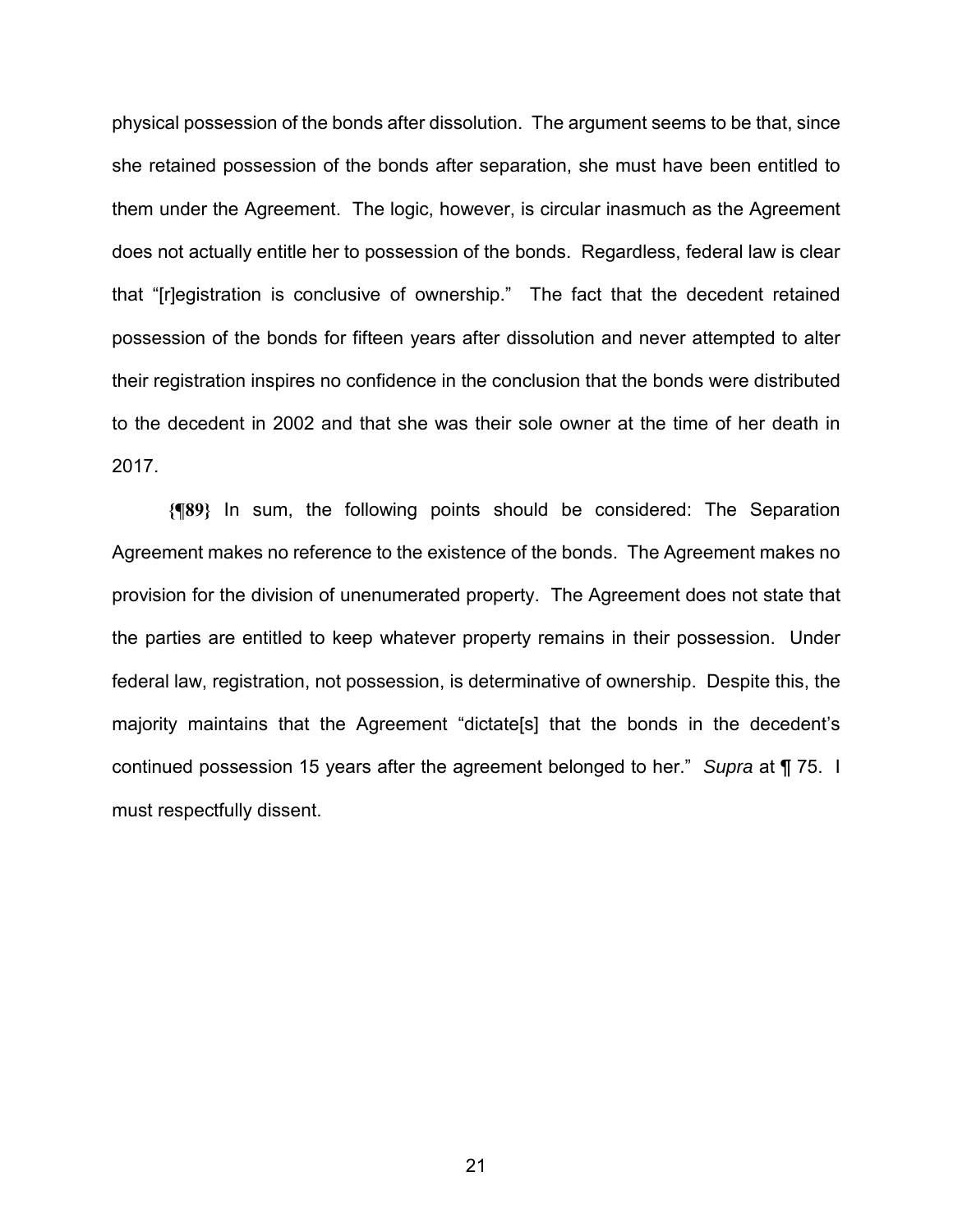physical possession of the bonds after dissolution. The argument seems to be that, since she retained possession of the bonds after separation, she must have been entitled to them under the Agreement. The logic, however, is circular inasmuch as the Agreement does not actually entitle her to possession of the bonds. Regardless, federal law is clear that "[r]egistration is conclusive of ownership." The fact that the decedent retained possession of the bonds for fifteen years after dissolution and never attempted to alter their registration inspires no confidence in the conclusion that the bonds were distributed to the decedent in 2002 and that she was their sole owner at the time of her death in 2017.

**{¶89}** In sum, the following points should be considered: The Separation Agreement makes no reference to the existence of the bonds. The Agreement makes no provision for the division of unenumerated property. The Agreement does not state that the parties are entitled to keep whatever property remains in their possession. Under federal law, registration, not possession, is determinative of ownership. Despite this, the majority maintains that the Agreement "dictate[s] that the bonds in the decedent's continued possession 15 years after the agreement belonged to her." *Supra* at ¶ 75. I must respectfully dissent.